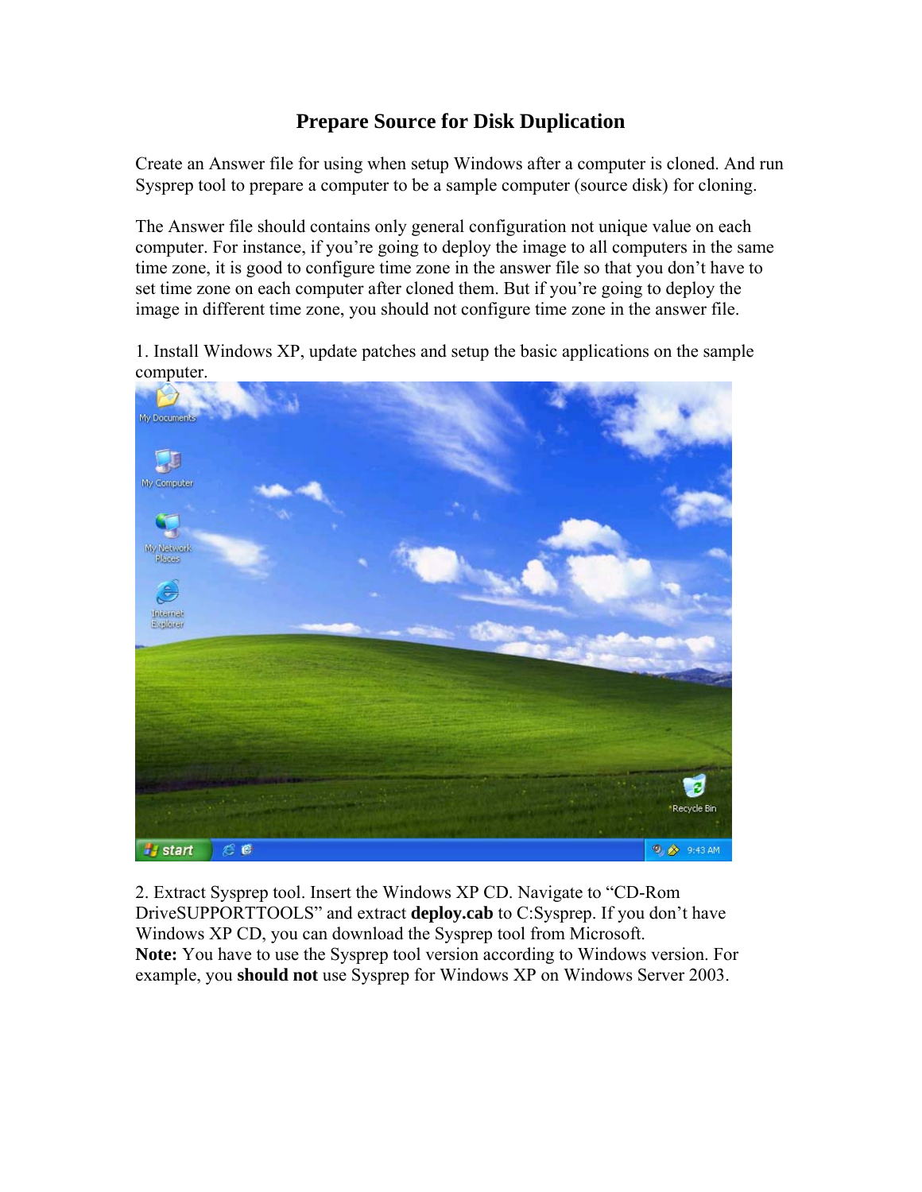# Prepare Source for Disk Duplication

Create an Answer file for using when setup Windows after a computer is cloned. And run Sysprep tool to prepare a computer to be a sample computer (source disk) for cloning.

The Answer file should contains only general configuration not unique value on each computer. For instance, if you're going to deploy the image to all computers in the same time zone, it is good to configure time zone in the answer file so that you don't have to set time zone on each computer after cloned them. But if you're going to deploy the image in different time zone, you should not configure time zone in the answer file.

1. Install Windows XP, update patches and setup the basic applications on the sample computer.

2. Extract Sysprep tool. Insert the Windows XP CD. Navigate to "CD-Rom DriveSUPPORTTOOLS" and extract **deploy.cab** to C:Sysprep. If you don't have Windows XP CD, you can download the Sysprep tool from Microsoft.
**Note:** You have to use the Sysprep tool version according to Windows version. For example, you **should not** use Sysprep for Windows XP on Windows Server 2003.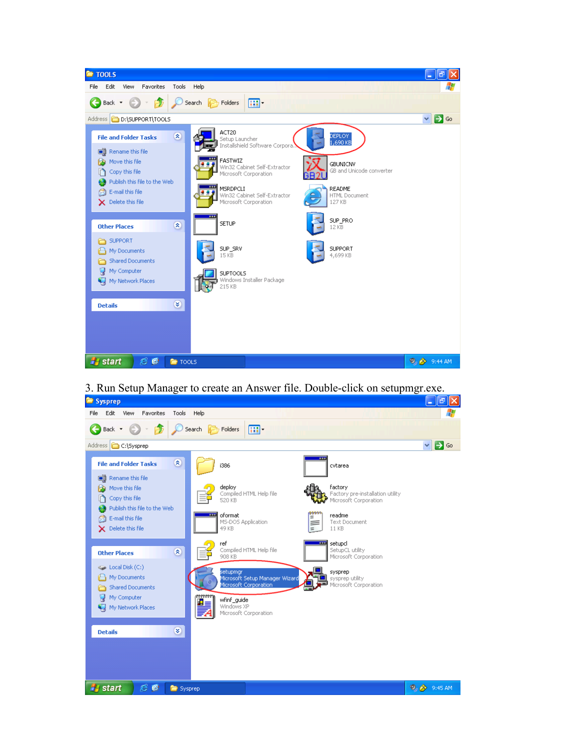3. Run Setup Manager to create an Answer file. Double-click on setupmgr.exe.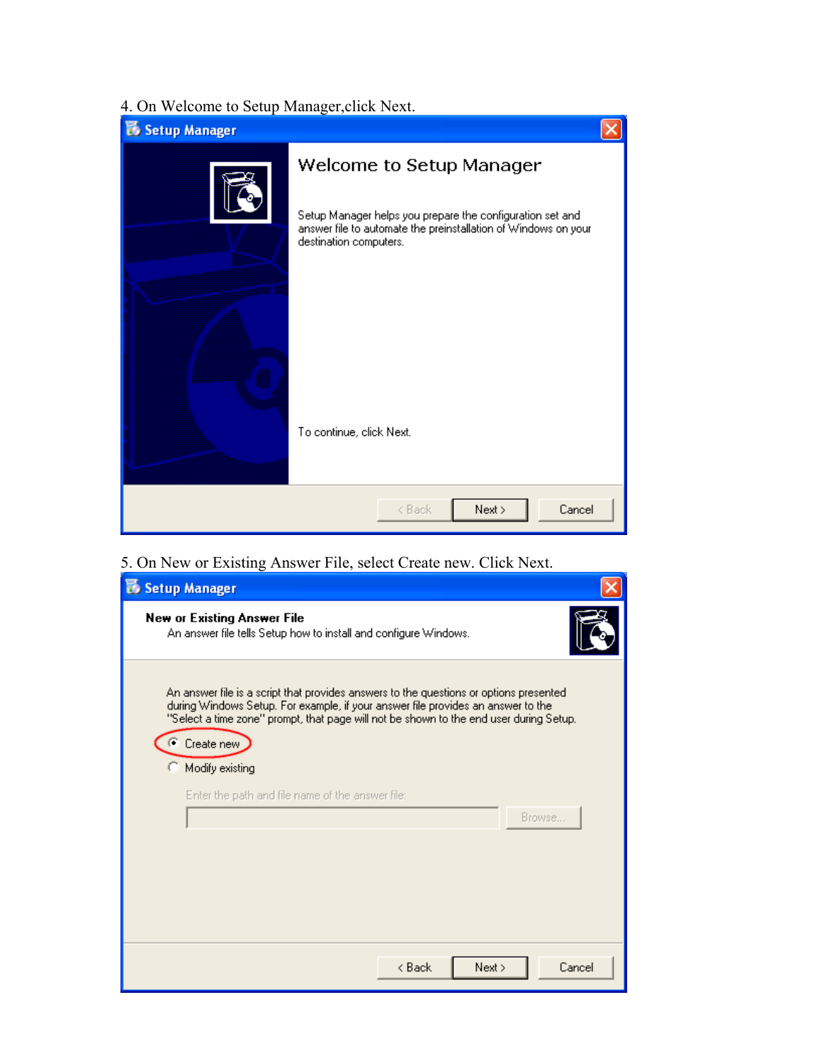4. On Welcome to Setup Manager,click Next.

Setup Manager

Welcome to Setup Manager

Setup Manager helps you prepare the configuration set and answer file to automate the preinstallation of Windows on your destination computers.

To continue, click Next.

< Back | Next > | Cancel

5. On New or Existing Answer File, select Create new. Click Next.

Setup Manager

**New or Existing Answer File**

An answer file tells Setup how to install and configure Windows.

An answer file is a script that provides answers to the questions or options presented during Windows Setup. For example, if your answer file provides an answer to the "Select a time zone" prompt, that page will not be shown to the end user during Setup.

- Create new
- Modify existing

Enter the path and file name of the answer file:

Browse...

< Back | Next > | Cancel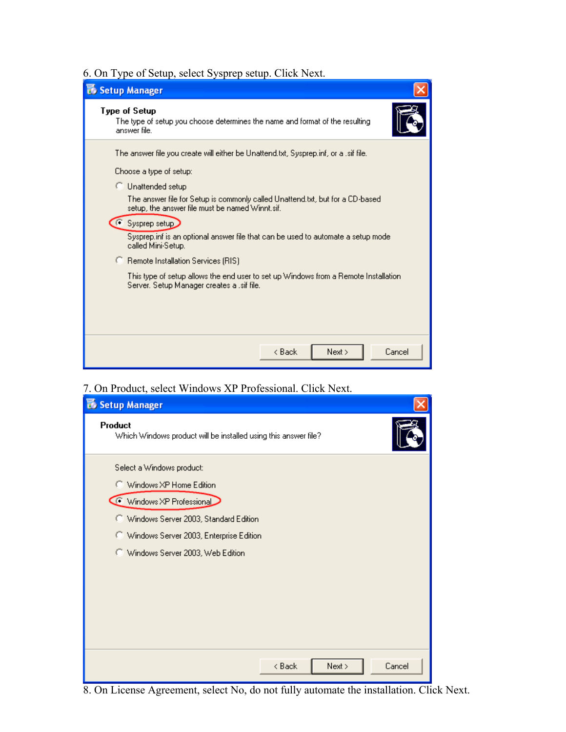6. On Type of Setup, select Sysprep setup. Click Next.

7. On Product, select Windows XP Professional. Click Next.

8. On License Agreement, select No, do not fully automate the installation. Click Next.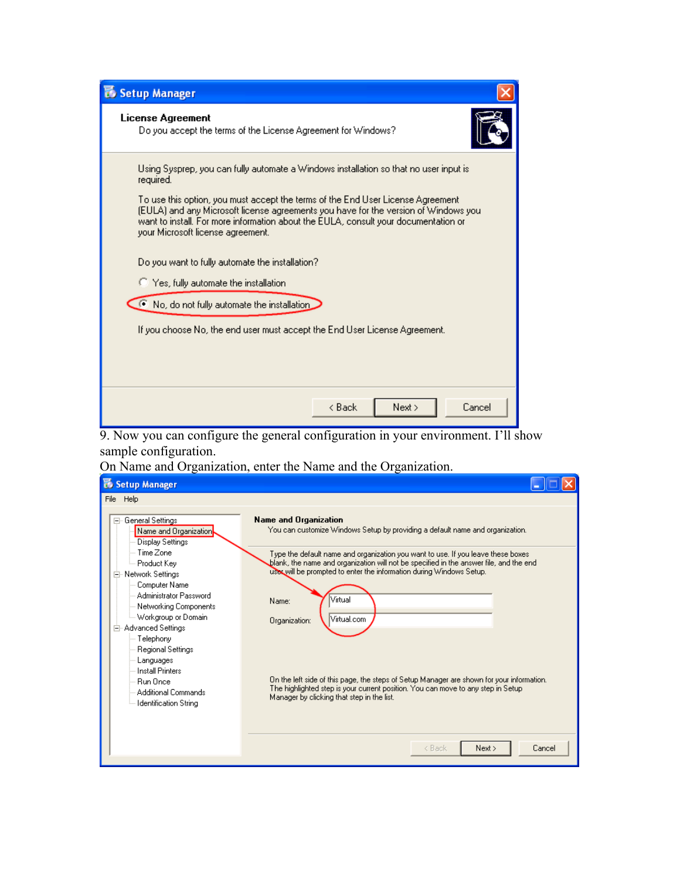9. Now you can configure the general configuration in your environment. I'll show sample configuration.

On Name and Organization, enter the Name and the Organization.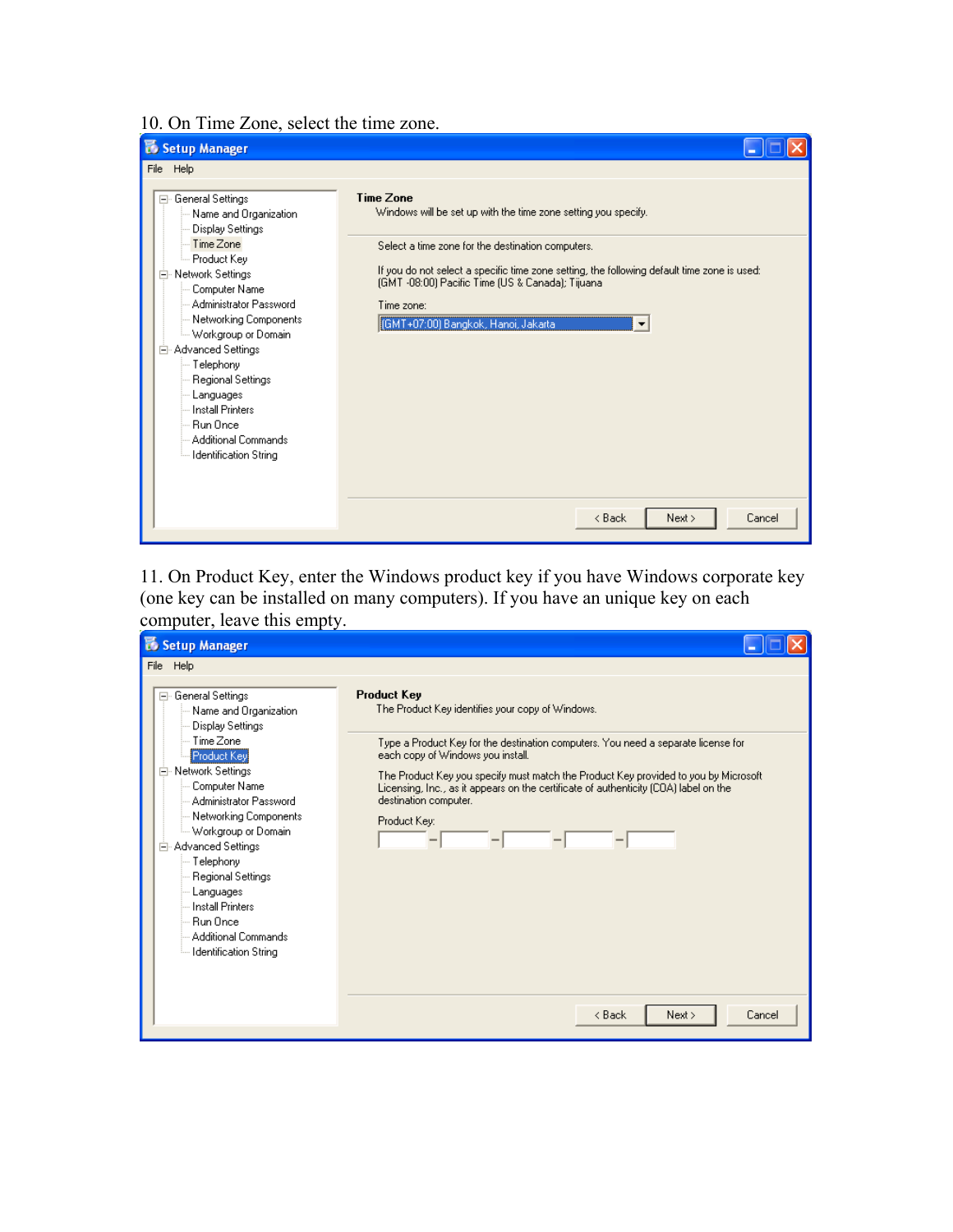10. On Time Zone, select the time zone.

Setup Manager

File Help

- General Settings
  - Name and Organization
  - Display Settings
  - Time Zone
  - Product Key
- Network Settings
  - Computer Name
  - Administrator Password
  - Networking Components
  - Workgroup or Domain
- Advanced Settings
  - Telephony
  - Regional Settings
  - Languages
  - Install Printers
  - Run Once
  - Additional Commands
  - Identification String

**Time Zone**

Windows will be set up with the time zone setting you specify.

Select a time zone for the destination computers.

If you do not select a specific time zone setting, the following default time zone is used: (GMT -08:00) Pacific Time (US & Canada); Tijuana

Time zone:

(GMT+07:00) Bangkok, Hanoi, Jakarta

< Back Next > Cancel

11. On Product Key, enter the Windows product key if you have Windows corporate key (one key can be installed on many computers). If you have an unique key on each computer, leave this empty.

Setup Manager

File Help

- General Settings
  - Name and Organization
  - Display Settings
  - Time Zone
  - Product Key
- Network Settings
  - Computer Name
  - Administrator Password
  - Networking Components
  - Workgroup or Domain
- Advanced Settings
  - Telephony
  - Regional Settings
  - Languages
  - Install Printers
  - Run Once
  - Additional Commands
  - Identification String

**Product Key**

The Product Key identifies your copy of Windows.

Type a Product Key for the destination computers. You need a separate license for each copy of Windows you install.

The Product Key you specify must match the Product Key provided to you by Microsoft Licensing, Inc., as it appears on the certificate of authenticity (COA) label on the destination computer.

Product Key:

\_\_\_\_\_ - \_\_\_\_\_ - \_\_\_\_\_ - \_\_\_\_\_ - \_\_\_\_\_

< Back Next > Cancel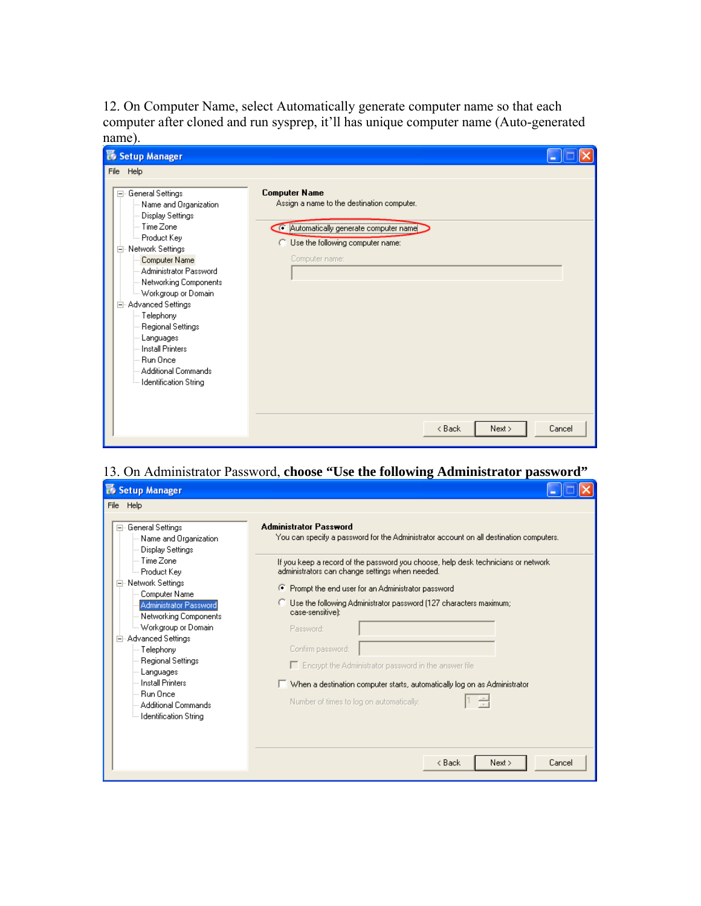12. On Computer Name, select Automatically generate computer name so that each computer after cloned and run sysprep, it'll has unique computer name (Auto-generated name).

Setup Manager

File Help

- General Settings
  - Name and Organization
  - Display Settings
  - Time Zone
  - Product Key
- Network Settings
  - Computer Name
  - Administrator Password
  - Networking Components
  - Workgroup or Domain
- Advanced Settings
  - Telephony
  - Regional Settings
  - Languages
  - Install Printers
  - Run Once
  - Additional Commands
  - Identification String

**Computer Name**

Assign a name to the destination computer.

- (•) Automatically generate computer name
- ( ) Use the following computer name:

Computer name:

< Back | Next > | Cancel

13. On Administrator Password, **choose "Use the following Administrator password"**

Setup Manager

File Help

- General Settings
  - Name and Organization
  - Display Settings
  - Time Zone
  - Product Key
- Network Settings
  - Computer Name
  - Administrator Password
  - Networking Components
  - Workgroup or Domain
- Advanced Settings
  - Telephony
  - Regional Settings
  - Languages
  - Install Printers
  - Run Once
  - Additional Commands
  - Identification String

**Administrator Password**

You can specify a password for the Administrator account on all destination computers.

If you keep a record of the password you choose, help desk technicians or network administrators can change settings when needed.

- (•) Prompt the end user for an Administrator password
- ( ) Use the following Administrator password (127 characters maximum; case-sensitive):

Password:

Confirm password:

[ ] Encrypt the Administrator password in the answer file

[ ] When a destination computer starts, automatically log on as Administrator

Number of times to log on automatically: 1

< Back | Next > | Cancel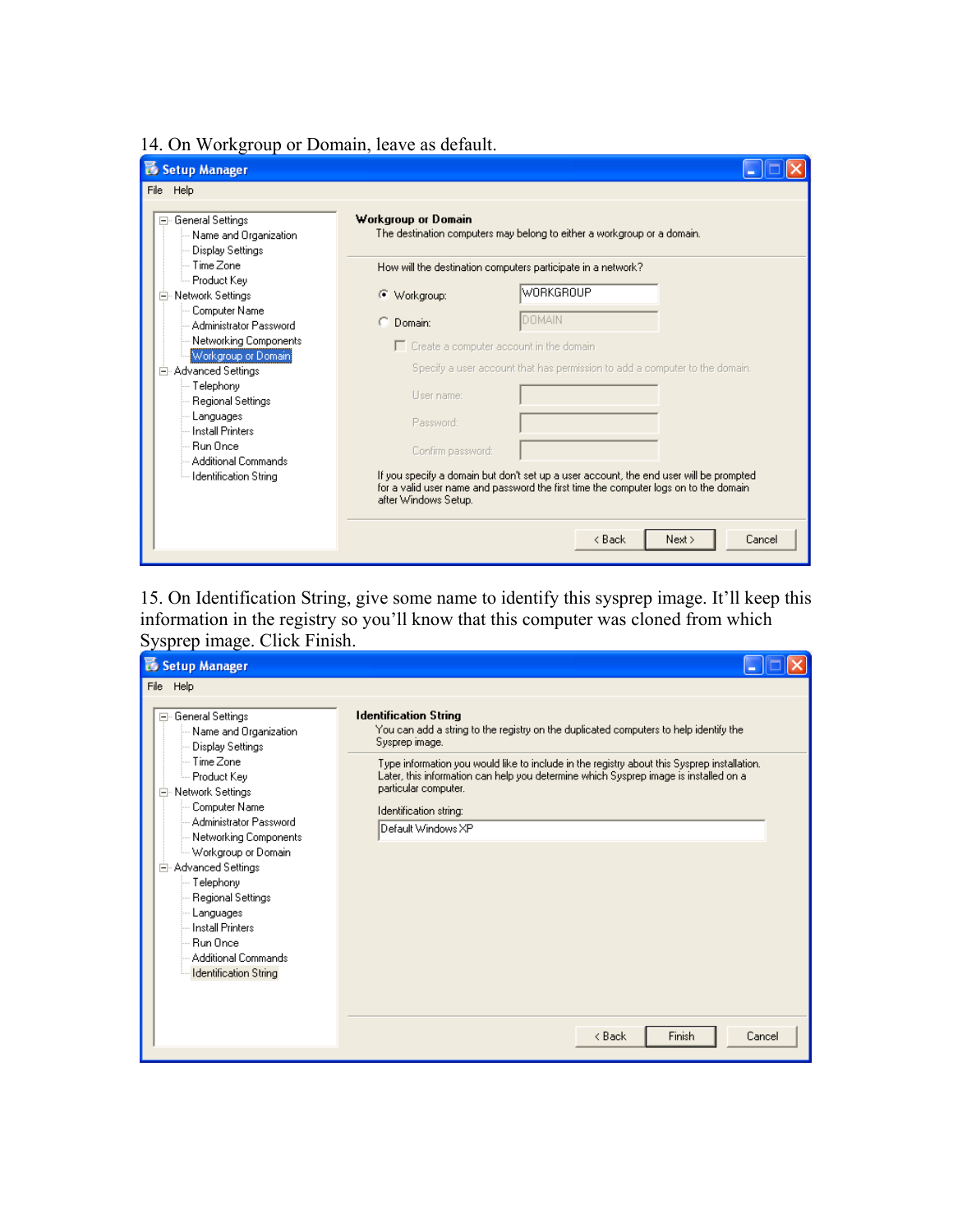14. On Workgroup or Domain, leave as default.

15. On Identification String, give some name to identify this sysprep image. It'll keep this information in the registry so you'll know that this computer was cloned from which Sysprep image. Click Finish.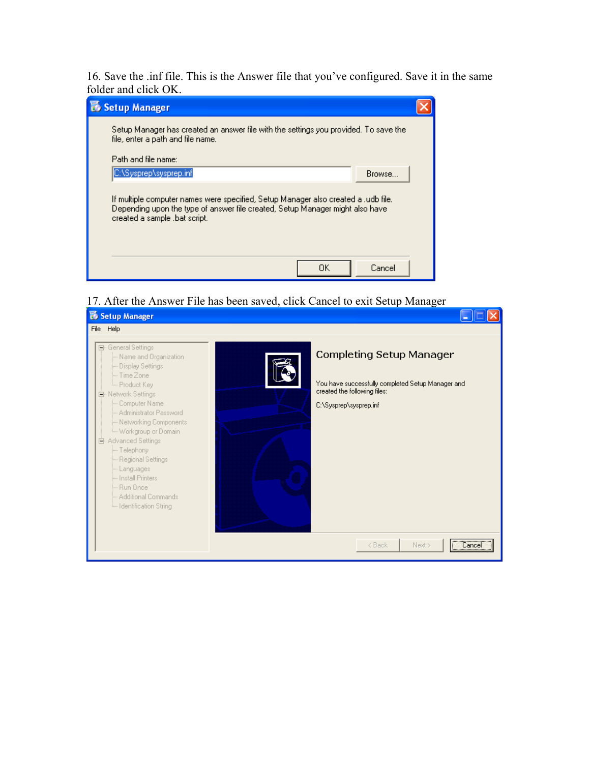16. Save the .inf file. This is the Answer file that you've configured. Save it in the same folder and click OK.

17. After the Answer File has been saved, click Cancel to exit Setup Manager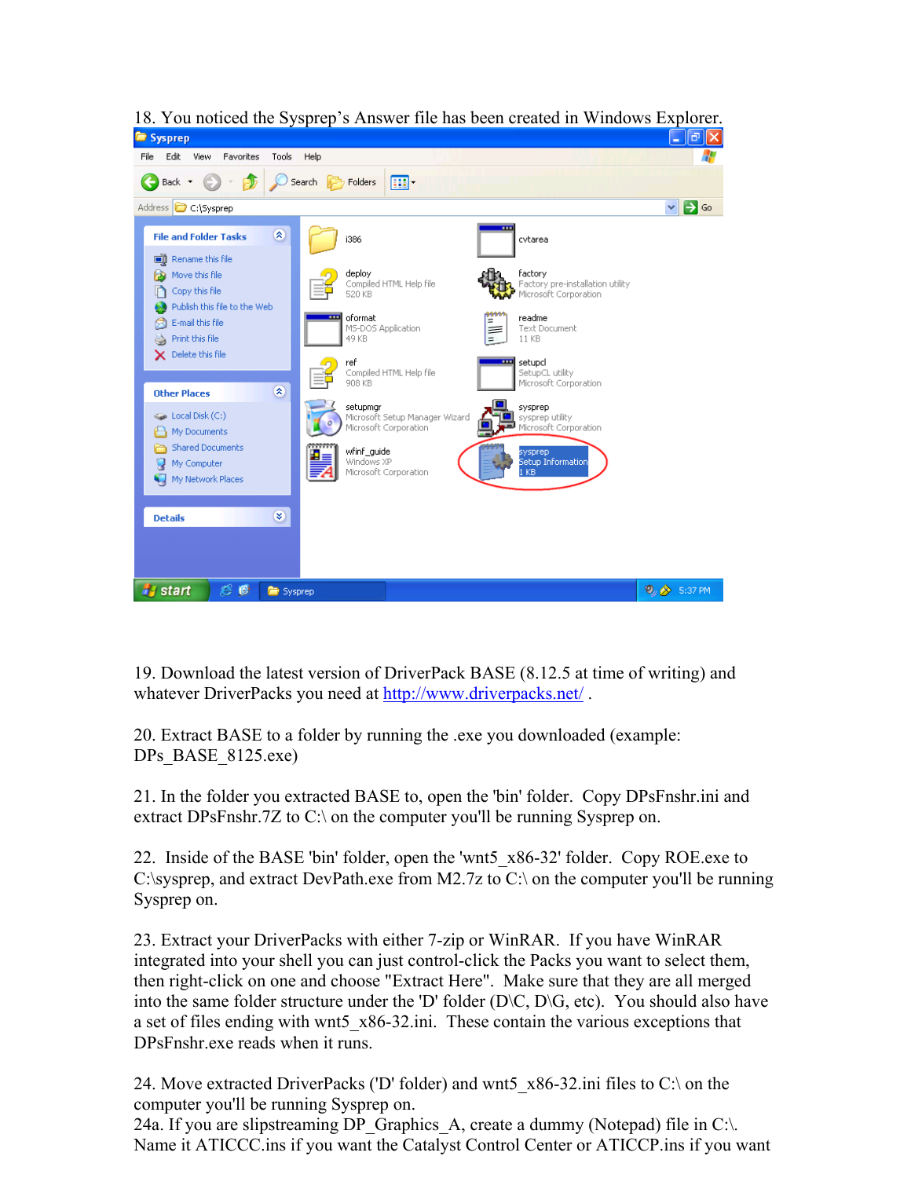18. You noticed the Sysprep's Answer file has been created in Windows Explorer.

19. Download the latest version of DriverPack BASE (8.12.5 at time of writing) and whatever DriverPacks you need at http://www.driverpacks.net/ .

20. Extract BASE to a folder by running the .exe you downloaded (example: DPs_BASE_8125.exe)

21. In the folder you extracted BASE to, open the 'bin' folder. Copy DPsFnshr.ini and extract DPsFnshr.7Z to C:\ on the computer you'll be running Sysprep on.

22. Inside of the BASE 'bin' folder, open the 'wnt5_x86-32' folder. Copy ROE.exe to C:\sysprep, and extract DevPath.exe from M2.7z to C:\ on the computer you'll be running Sysprep on.

23. Extract your DriverPacks with either 7-zip or WinRAR. If you have WinRAR integrated into your shell you can just control-click the Packs you want to select them, then right-click on one and choose "Extract Here". Make sure that they are all merged into the same folder structure under the 'D' folder (D\C, D\G, etc). You should also have a set of files ending with wnt5_x86-32.ini. These contain the various exceptions that DPsFnshr.exe reads when it runs.

24. Move extracted DriverPacks ('D' folder) and wnt5_x86-32.ini files to C:\ on the computer you'll be running Sysprep on.
24a. If you are slipstreaming DP_Graphics_A, create a dummy (Notepad) file in C:\. Name it ATICCC.ins if you want the Catalyst Control Center or ATICCP.ins if you want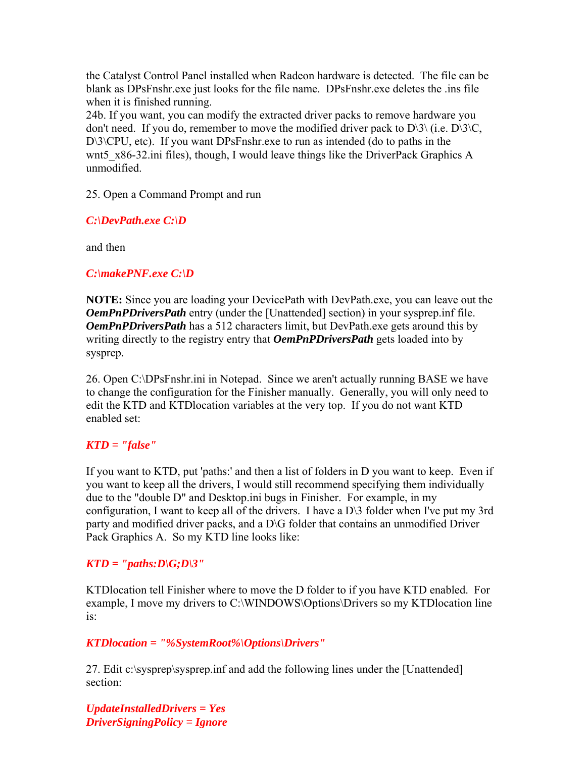the Catalyst Control Panel installed when Radeon hardware is detected. The file can be blank as DPsFnshr.exe just looks for the file name. DPsFnshr.exe deletes the .ins file when it is finished running.
24b. If you want, you can modify the extracted driver packs to remove hardware you don't need. If you do, remember to move the modified driver pack to D\3\ (i.e. D\3\C, D\3\CPU, etc). If you want DPsFnshr.exe to run as intended (do to paths in the wnt5_x86-32.ini files), though, I would leave things like the DriverPack Graphics A unmodified.

25. Open a Command Prompt and run

***C:\DevPath.exe C:\D***

and then

***C:\makePNF.exe C:\D***

**NOTE:** Since you are loading your DevicePath with DevPath.exe, you can leave out the ***OemPnPDriversPath*** entry (under the [Unattended] section) in your sysprep.inf file. ***OemPnPDriversPath*** has a 512 characters limit, but DevPath.exe gets around this by writing directly to the registry entry that ***OemPnPDriversPath*** gets loaded into by sysprep.

26. Open C:\DPsFnshr.ini in Notepad. Since we aren't actually running BASE we have to change the configuration for the Finisher manually. Generally, you will only need to edit the KTD and KTDlocation variables at the very top. If you do not want KTD enabled set:

***KTD = "false"***

If you want to KTD, put 'paths:' and then a list of folders in D you want to keep. Even if you want to keep all the drivers, I would still recommend specifying them individually due to the "double D" and Desktop.ini bugs in Finisher. For example, in my configuration, I want to keep all of the drivers. I have a D\3 folder when I've put my 3rd party and modified driver packs, and a D\G folder that contains an unmodified Driver Pack Graphics A. So my KTD line looks like:

***KTD = "paths:D\G;D\3"***

KTDlocation tell Finisher where to move the D folder to if you have KTD enabled. For example, I move my drivers to C:\WINDOWS\Options\Drivers so my KTDlocation line is:

***KTDlocation = "%SystemRoot%\Options\Drivers"***

27. Edit c:\sysprep\sysprep.inf and add the following lines under the [Unattended] section:

***UpdateInstalledDrivers = Yes***
***DriverSigningPolicy = Ignore***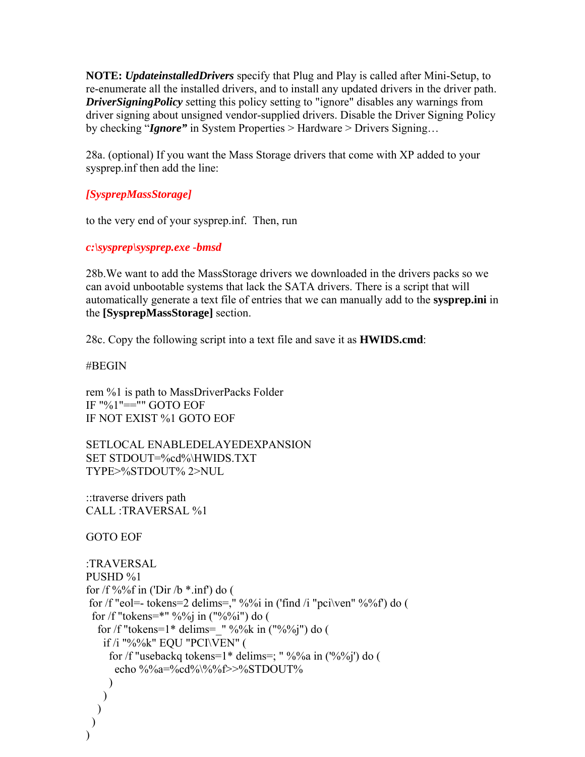**NOTE:** ***UpdateinstalledDrivers*** specify that Plug and Play is called after Mini-Setup, to re-enumerate all the installed drivers, and to install any updated drivers in the driver path. ***DriverSigningPolicy*** *setting* this policy setting to "ignore" disables any warnings from driver signing about unsigned vendor-supplied drivers. Disable the Driver Signing Policy by checking "***Ignore"*** in System Properties > Hardware > Drivers Signing…

28a. (optional) If you want the Mass Storage drivers that come with XP added to your sysprep.inf then add the line:

***[SysprepMassStorage]***

to the very end of your sysprep.inf. Then, run

***c:\sysprep\sysprep.exe -bmsd***

28b.We want to add the MassStorage drivers we downloaded in the drivers packs so we can avoid unbootable systems that lack the SATA drivers. There is a script that will automatically generate a text file of entries that we can manually add to the **sysprep.ini** in the **[SysprepMassStorage]** section.

28c. Copy the following script into a text file and save it as **HWIDS.cmd**:

```
#BEGIN

rem %1 is path to MassDriverPacks Folder
IF "%1"=="" GOTO EOF
IF NOT EXIST %1 GOTO EOF

SETLOCAL ENABLEDELAYEDEXPANSION
SET STDOUT=%cd%\HWIDS.TXT
TYPE>%STDOUT% 2>NUL

::traverse drivers path
CALL :TRAVERSAL %1

GOTO EOF

:TRAVERSAL
PUSHD %1
for /f %%f in ('Dir /b *.inf') do (
 for /f "eol=- tokens=2 delims=," %%i in ('find /i "pci\ven" %%f') do (
  for /f "tokens=*" %%j in ("%%i") do (
   for /f "tokens=1* delims=_" %%k in ("%%j") do (
    if /i "%%k" EQU "PCI\VEN" (
     for /f "usebackq tokens=1* delims=; " %%a in ('%%j') do (
      echo %%a=%cd%\%%f>>%STDOUT%
     )
    )
   )
  )
 )
)
```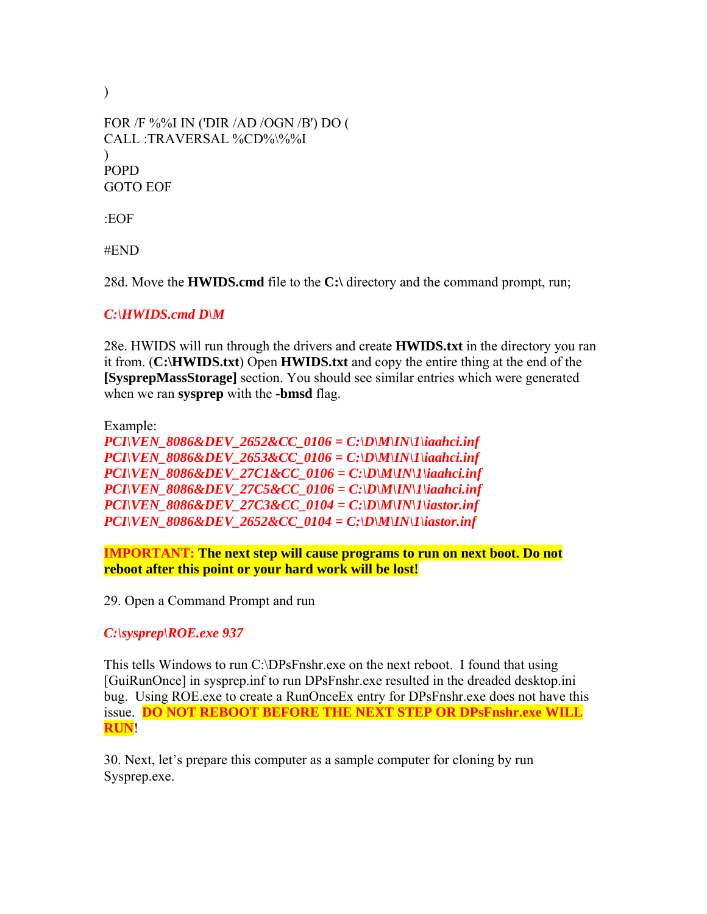```
)

FOR /F %%I IN ('DIR /AD /OGN /B') DO (
CALL :TRAVERSAL %CD%\%%I
)
POPD
GOTO EOF

:EOF

#END
```

28d. Move the **HWIDS.cmd** file to the **C:\** directory and the command prompt, run;

***C:\HWIDS.cmd D\M***

28e. HWIDS will run through the drivers and create **HWIDS.txt** in the directory you ran it from. (**C:\HWIDS.txt**) Open **HWIDS.txt** and copy the entire thing at the end of the **[SysprepMassStorage]** section. You should see similar entries which were generated when we ran **sysprep** with the **-bmsd** flag.

Example:

***PCI\VEN_8086&DEV_2652&CC_0106 = C:\D\M\IN\1\iaahci.inf***
***PCI\VEN_8086&DEV_2653&CC_0106 = C:\D\M\IN\1\iaahci.inf***
***PCI\VEN_8086&DEV_27C1&CC_0106 = C:\D\M\IN\1\iaahci.inf***
***PCI\VEN_8086&DEV_27C5&CC_0106 = C:\D\M\IN\1\iaahci.inf***
***PCI\VEN_8086&DEV_27C3&CC_0104 = C:\D\M\IN\1\iastor.inf***
***PCI\VEN_8086&DEV_2652&CC_0104 = C:\D\M\IN\1\iastor.inf***

**IMPORTANT: The next step will cause programs to run on next boot. Do not reboot after this point or your hard work will be lost!**

29. Open a Command Prompt and run

***C:\sysprep\ROE.exe 937***

This tells Windows to run C:\DPsFnshr.exe on the next reboot. I found that using [GuiRunOnce] in sysprep.inf to run DPsFnshr.exe resulted in the dreaded desktop.ini bug. Using ROE.exe to create a RunOnceEx entry for DPsFnshr.exe does not have this issue. **DO NOT REBOOT BEFORE THE NEXT STEP OR DPsFnshr.exe WILL RUN**!

30. Next, let's prepare this computer as a sample computer for cloning by run Sysprep.exe.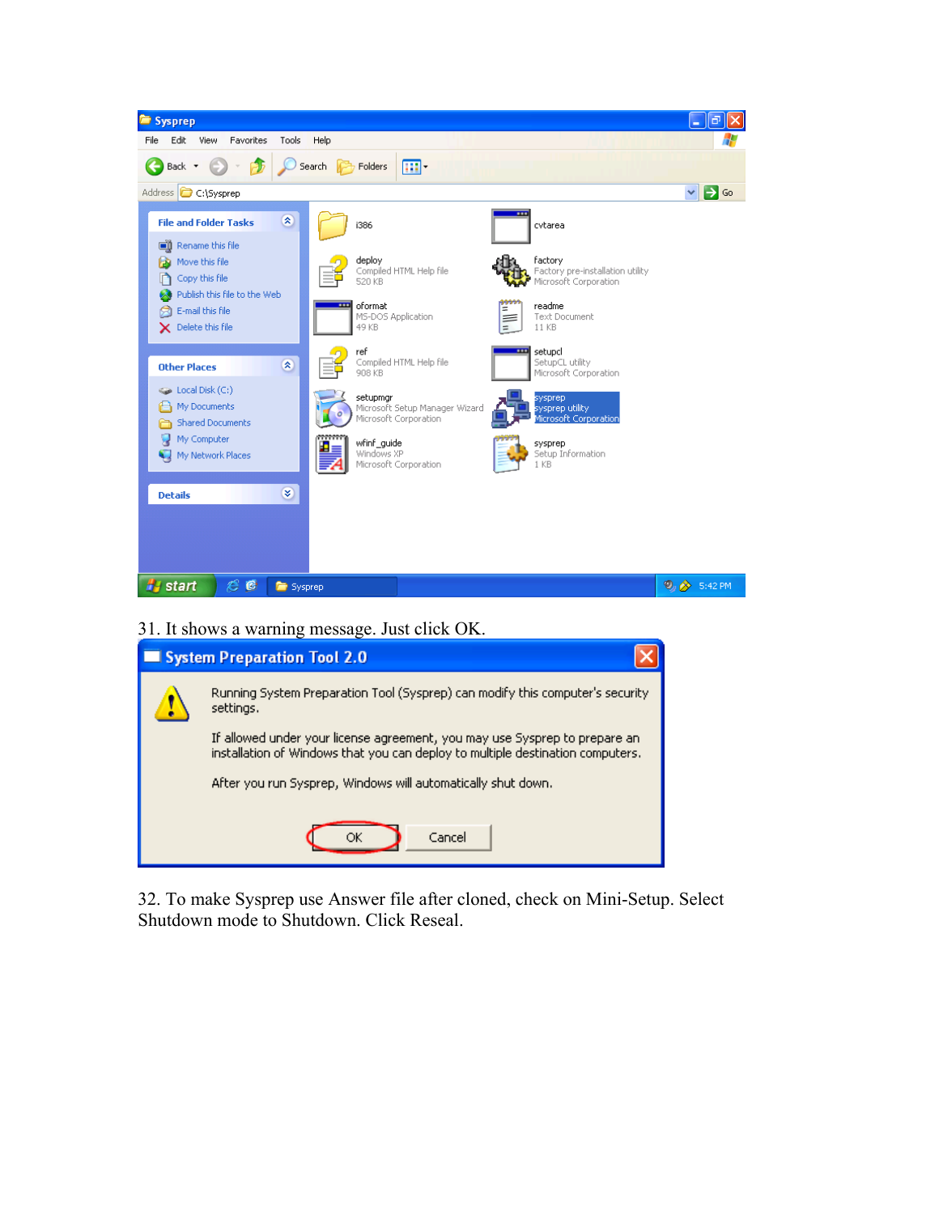31. It shows a warning message. Just click OK.

32. To make Sysprep use Answer file after cloned, check on Mini-Setup. Select Shutdown mode to Shutdown. Click Reseal.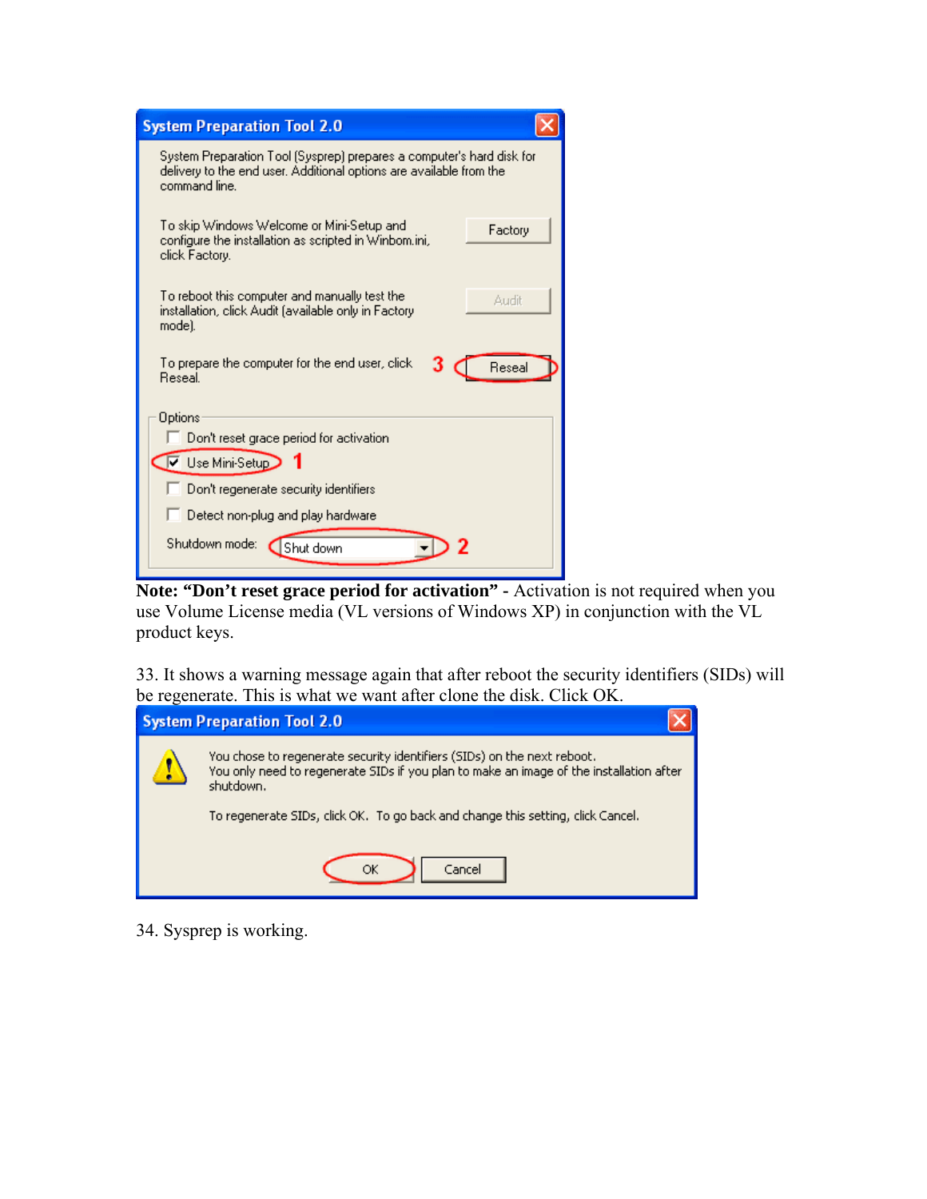**Note: "Don't reset grace period for activation"** - Activation is not required when you use Volume License media (VL versions of Windows XP) in conjunction with the VL product keys.

33. It shows a warning message again that after reboot the security identifiers (SIDs) will be regenerate. This is what we want after clone the disk. Click OK.

34. Sysprep is working.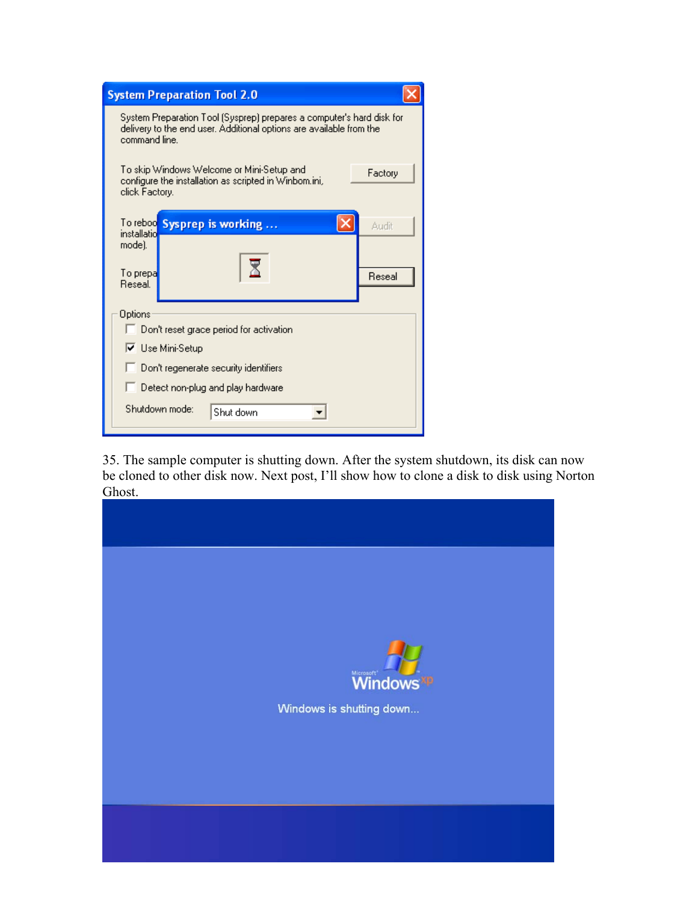35. The sample computer is shutting down. After the system shutdown, its disk can now be cloned to other disk now. Next post, I'll show how to clone a disk to disk using Norton Ghost.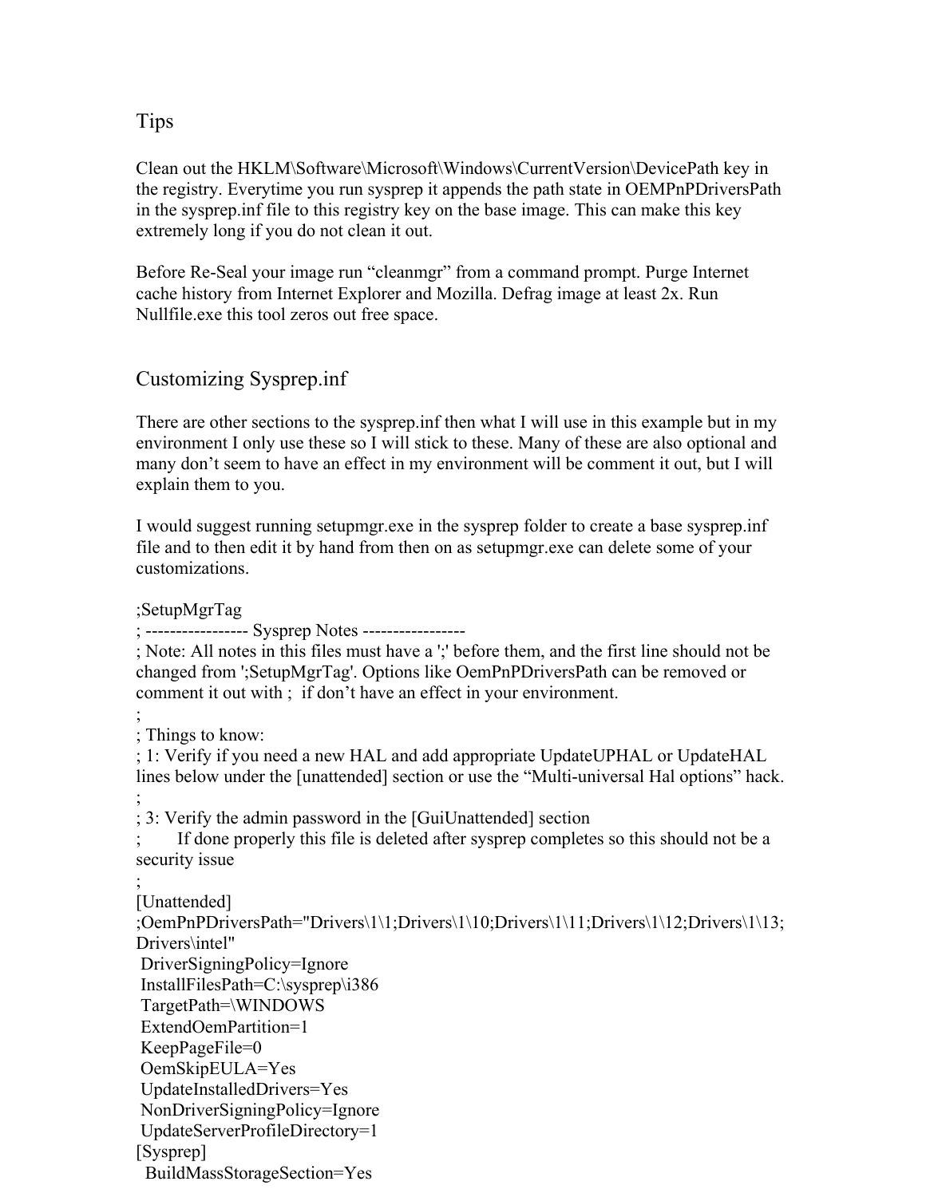## Tips

Clean out the HKLM\Software\Microsoft\Windows\CurrentVersion\DevicePath key in the registry. Everytime you run sysprep it appends the path state in OEMPnPDriversPath in the sysprep.inf file to this registry key on the base image. This can make this key extremely long if you do not clean it out.

Before Re-Seal your image run “cleanmgr” from a command prompt. Purge Internet cache history from Internet Explorer and Mozilla. Defrag image at least 2x. Run Nullfile.exe this tool zeros out free space.

## Customizing Sysprep.inf

There are other sections to the sysprep.inf then what I will use in this example but in my environment I only use these so I will stick to these. Many of these are also optional and many don’t seem to have an effect in my environment will be comment it out, but I will explain them to you.

I would suggest running setupmgr.exe in the sysprep folder to create a base sysprep.inf file and to then edit it by hand from then on as setupmgr.exe can delete some of your customizations.

```
;SetupMgrTag
; ----------------- Sysprep Notes -----------------
; Note: All notes in this files must have a ';' before them, and the first line should not be changed from ';SetupMgrTag'. Options like OemPnPDriversPath can be removed or comment it out with ;  if don't have an effect in your environment.
;
; Things to know:
; 1: Verify if you need a new HAL and add appropriate UpdateUPHAL or UpdateHAL lines below under the [unattended] section or use the "Multi-universal Hal options" hack.
;
; 3: Verify the admin password in the [GuiUnattended] section
;       If done properly this file is deleted after sysprep completes so this should not be a security issue
;
[Unattended]
;OemPnPDriversPath="Drivers\1\1;Drivers\1\10;Drivers\1\11;Drivers\1\12;Drivers\1\13;Drivers\intel"
 DriverSigningPolicy=Ignore
 InstallFilesPath=C:\sysprep\i386
 TargetPath=\WINDOWS
 ExtendOemPartition=1
 KeepPageFile=0
 OemSkipEULA=Yes
 UpdateInstalledDrivers=Yes
 NonDriverSigningPolicy=Ignore
 UpdateServerProfileDirectory=1
[Sysprep]
  BuildMassStorageSection=Yes
```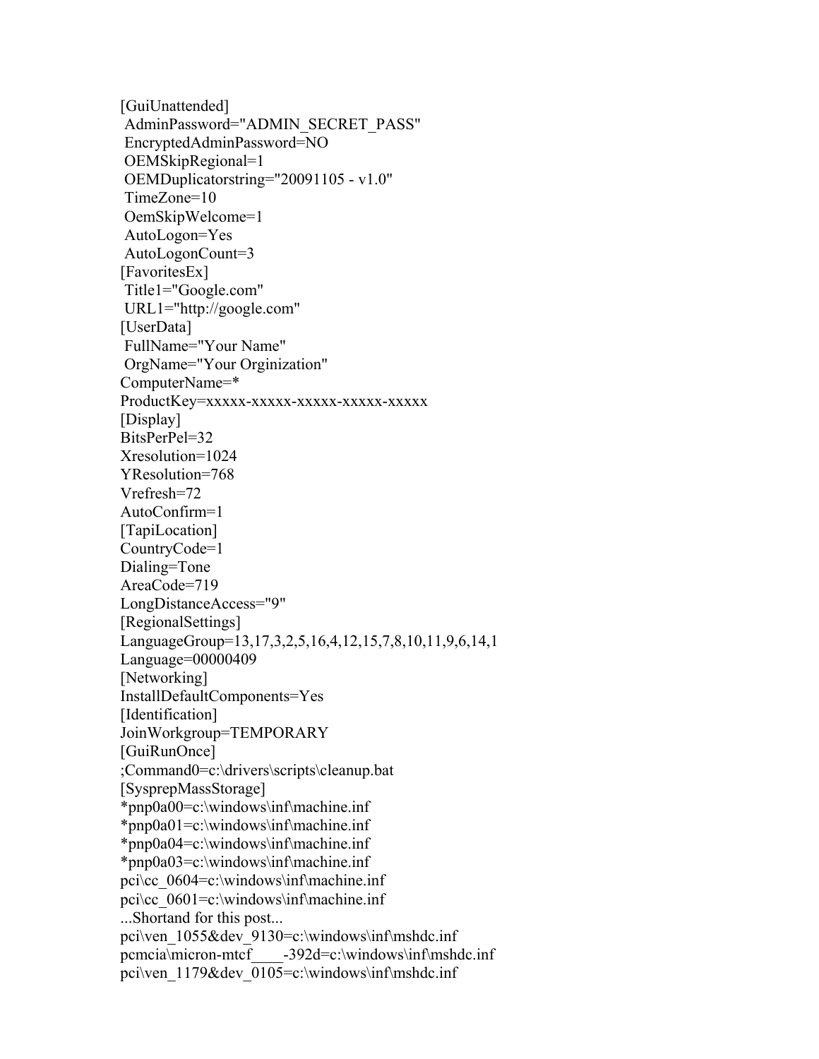```
[GuiUnattended]
 AdminPassword="ADMIN_SECRET_PASS"
 EncryptedAdminPassword=NO
 OEMSkipRegional=1
 OEMDuplicatorstring="20091105 - v1.0"
 TimeZone=10
 OemSkipWelcome=1
 AutoLogon=Yes
 AutoLogonCount=3
[FavoritesEx]
 Title1="Google.com"
 URL1="http://google.com"
[UserData]
 FullName="Your Name"
 OrgName="Your Orginization"
ComputerName=*
ProductKey=xxxxx-xxxxx-xxxxx-xxxxx-xxxxx
[Display]
BitsPerPel=32
Xresolution=1024
YResolution=768
Vrefresh=72
AutoConfirm=1
[TapiLocation]
CountryCode=1
Dialing=Tone
AreaCode=719
LongDistanceAccess="9"
[RegionalSettings]
LanguageGroup=13,17,3,2,5,16,4,12,15,7,8,10,11,9,6,14,1
Language=00000409
[Networking]
InstallDefaultComponents=Yes
[Identification]
JoinWorkgroup=TEMPORARY
[GuiRunOnce]
;Command0=c:\drivers\scripts\cleanup.bat
[SysprepMassStorage]
*pnp0a00=c:\windows\inf\machine.inf
*pnp0a01=c:\windows\inf\machine.inf
*pnp0a04=c:\windows\inf\machine.inf
*pnp0a03=c:\windows\inf\machine.inf
pci\cc_0604=c:\windows\inf\machine.inf
pci\cc_0601=c:\windows\inf\machine.inf
...Shortand for this post...
pci\ven_1055&dev_9130=c:\windows\inf\mshdc.inf
pcmcia\micron-mtcf____-392d=c:\windows\inf\mshdc.inf
pci\ven_1179&dev_0105=c:\windows\inf\mshdc.inf
```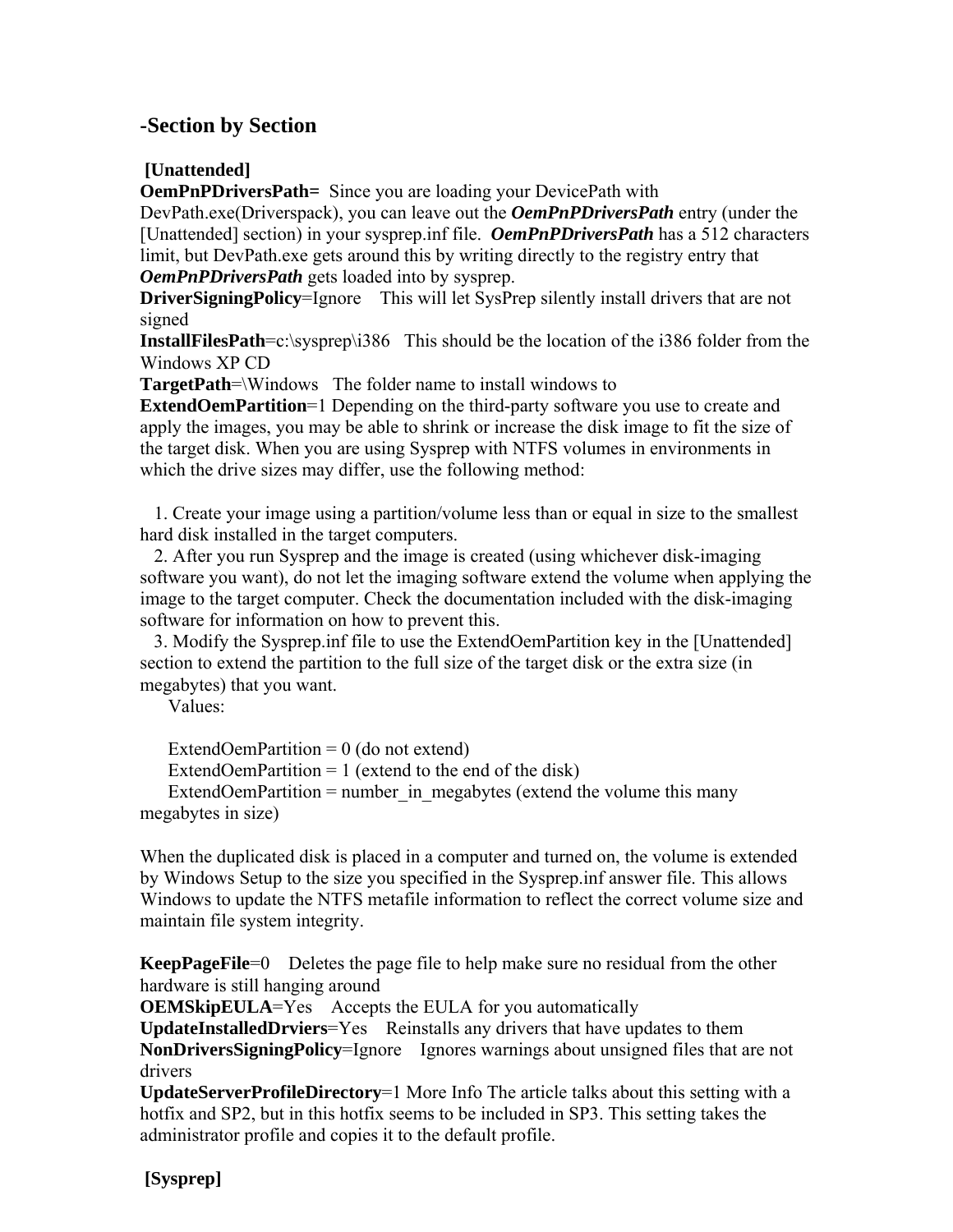## -Section by Section

**[Unattended]**

**OemPnPDriversPath=** Since you are loading your DevicePath with DevPath.exe(Driverspack), you can leave out the ***OemPnPDriversPath*** entry (under the [Unattended] section) in your sysprep.inf file. ***OemPnPDriversPath*** has a 512 characters limit, but DevPath.exe gets around this by writing directly to the registry entry that ***OemPnPDriversPath*** gets loaded into by sysprep.

**DriverSigningPolicy**=Ignore This will let SysPrep silently install drivers that are not signed

**InstallFilesPath**=c:\sysprep\i386 This should be the location of the i386 folder from the Windows XP CD

**TargetPath**=\Windows The folder name to install windows to

**ExtendOemPartition**=1 Depending on the third-party software you use to create and apply the images, you may be able to shrink or increase the disk image to fit the size of the target disk. When you are using Sysprep with NTFS volumes in environments in which the drive sizes may differ, use the following method:

1. Create your image using a partition/volume less than or equal in size to the smallest hard disk installed in the target computers.
2. After you run Sysprep and the image is created (using whichever disk-imaging software you want), do not let the imaging software extend the volume when applying the image to the target computer. Check the documentation included with the disk-imaging software for information on how to prevent this.
3. Modify the Sysprep.inf file to use the ExtendOemPartition key in the [Unattended] section to extend the partition to the full size of the target disk or the extra size (in megabytes) that you want.

   Values:

   ExtendOemPartition = 0 (do not extend)
   ExtendOemPartition = 1 (extend to the end of the disk)
   ExtendOemPartition = number_in_megabytes (extend the volume this many megabytes in size)

When the duplicated disk is placed in a computer and turned on, the volume is extended by Windows Setup to the size you specified in the Sysprep.inf answer file. This allows Windows to update the NTFS metafile information to reflect the correct volume size and maintain file system integrity.

**KeepPageFile**=0 Deletes the page file to help make sure no residual from the other hardware is still hanging around

**OEMSkipEULA**=Yes Accepts the EULA for you automatically

**UpdateInstalledDrviers**=Yes Reinstalls any drivers that have updates to them

**NonDriversSigningPolicy**=Ignore Ignores warnings about unsigned files that are not drivers

**UpdateServerProfileDirectory**=1 More Info The article talks about this setting with a hotfix and SP2, but in this hotfix seems to be included in SP3. This setting takes the administrator profile and copies it to the default profile.

**[Sysprep]**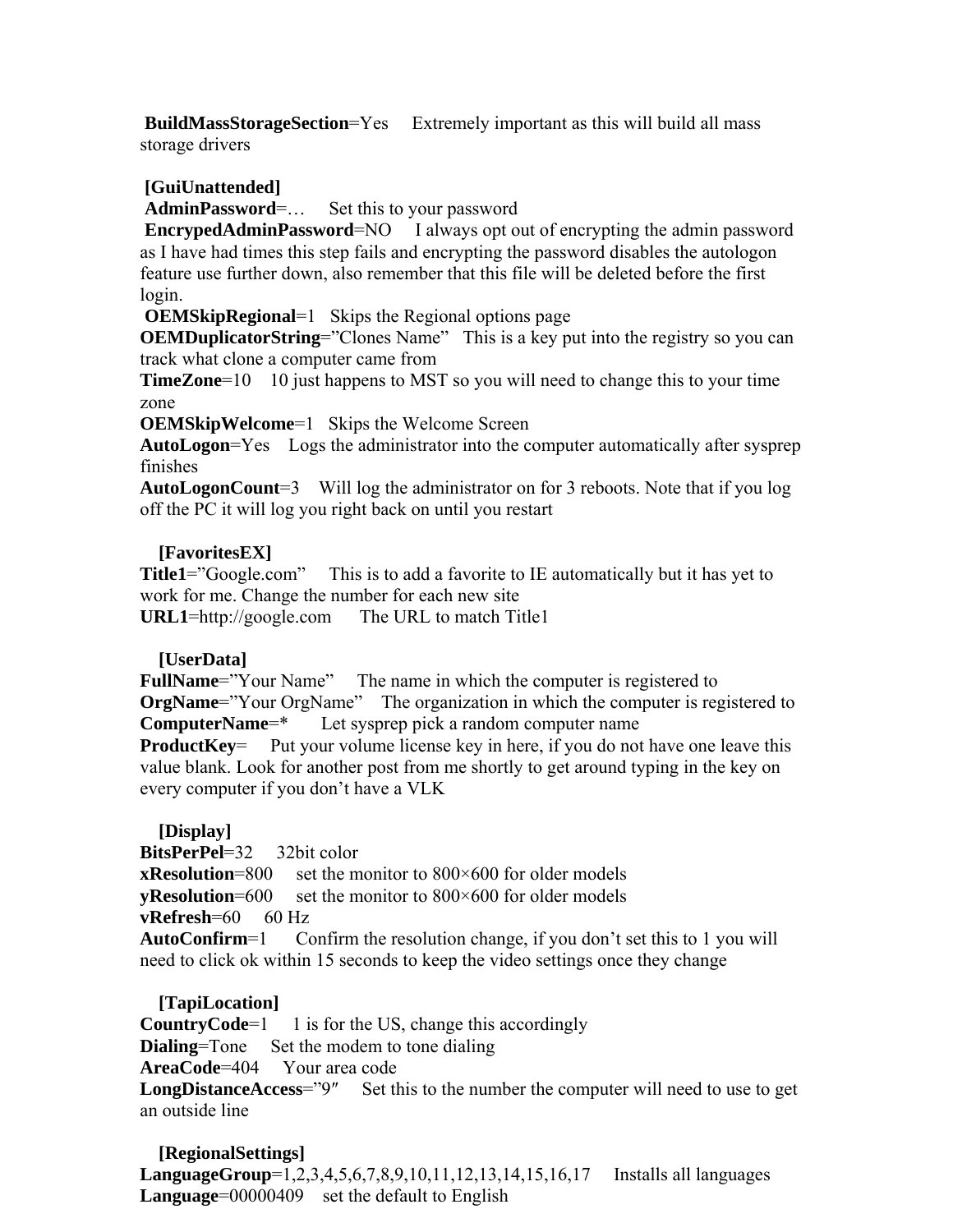**BuildMassStorageSection**=Yes  Extremely important as this will build all mass storage drivers

**[GuiUnattended]**
**AdminPassword**=…  Set this to your password
**EncrypedAdminPassword**=NO  I always opt out of encrypting the admin password as I have had times this step fails and encrypting the password disables the autologon feature use further down, also remember that this file will be deleted before the first login.
**OEMSkipRegional**=1  Skips the Regional options page
**OEMDuplicatorString**=”Clones Name”  This is a key put into the registry so you can track what clone a computer came from
**TimeZone**=10  10 just happens to MST so you will need to change this to your time zone
**OEMSkipWelcome**=1  Skips the Welcome Screen
**AutoLogon**=Yes  Logs the administrator into the computer automatically after sysprep finishes
**AutoLogonCount**=3  Will log the administrator on for 3 reboots. Note that if you log off the PC it will log you right back on until you restart

**[FavoritesEX]**
**Title1**=”Google.com”  This is to add a favorite to IE automatically but it has yet to work for me. Change the number for each new site
**URL1**=http://google.com  The URL to match Title1

**[UserData]**
**FullName**=”Your Name”  The name in which the computer is registered to
**OrgName**=”Your OrgName”  The organization in which the computer is registered to
**ComputerName**=*  Let sysprep pick a random computer name
**ProductKey**=  Put your volume license key in here, if you do not have one leave this value blank. Look for another post from me shortly to get around typing in the key on every computer if you don’t have a VLK

**[Display]**
**BitsPerPel**=32  32bit color
**xResolution**=800  set the monitor to 800×600 for older models
**yResolution**=600  set the monitor to 800×600 for older models
**vRefresh**=60  60 Hz
**AutoConfirm**=1  Confirm the resolution change, if you don’t set this to 1 you will need to click ok within 15 seconds to keep the video settings once they change

**[TapiLocation]**
**CountryCode**=1  1 is for the US, change this accordingly
**Dialing**=Tone  Set the modem to tone dialing
**AreaCode**=404  Your area code
**LongDistanceAccess**=”9″  Set this to the number the computer will need to use to get an outside line

**[RegionalSettings]**
**LanguageGroup**=1,2,3,4,5,6,7,8,9,10,11,12,13,14,15,16,17  Installs all languages
**Language**=00000409  set the default to English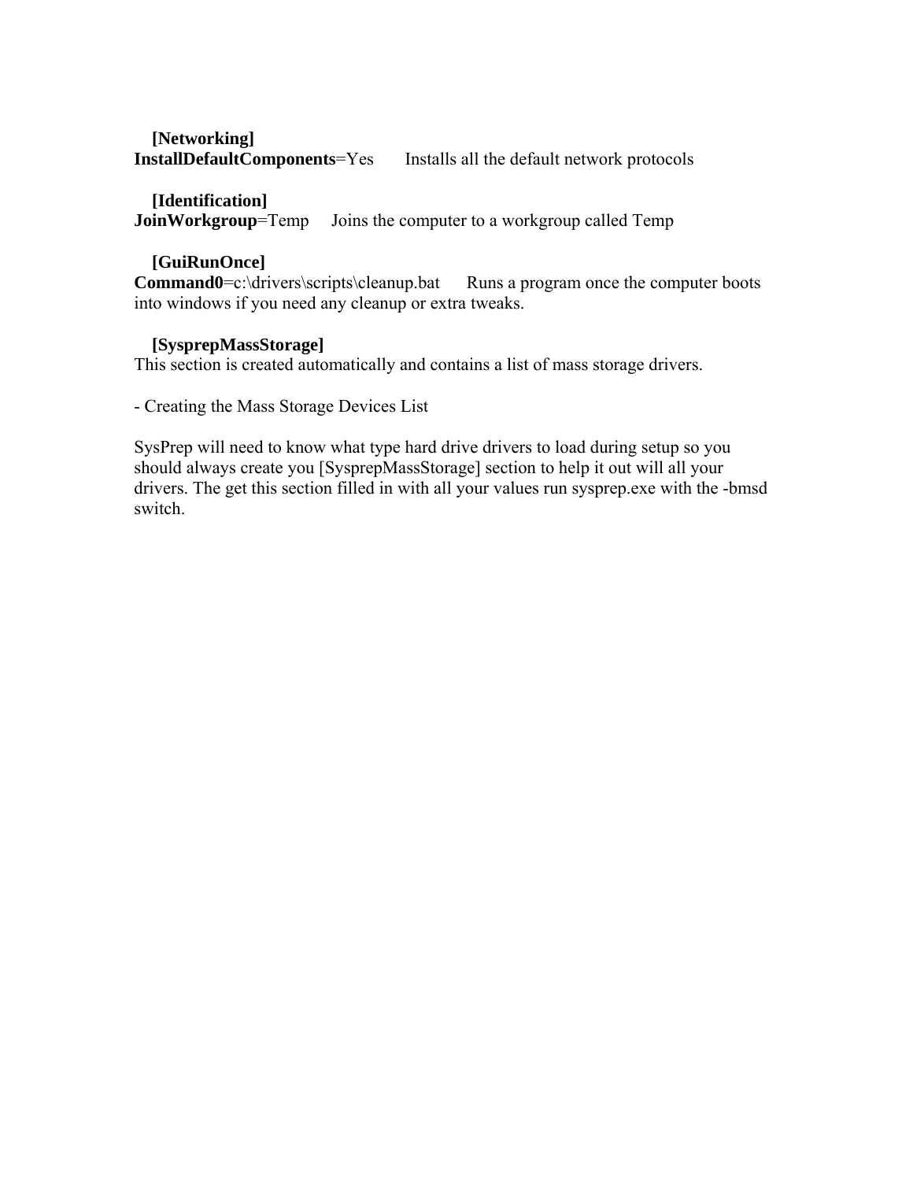**[Networking]**
**InstallDefaultComponents**=Yes       Installs all the default network protocols

**[Identification]**
**JoinWorkgroup**=Temp     Joins the computer to a workgroup called Temp

**[GuiRunOnce]**
**Command0**=c:\drivers\scripts\cleanup.bat      Runs a program once the computer boots into windows if you need any cleanup or extra tweaks.

**[SysprepMassStorage]**
This section is created automatically and contains a list of mass storage drivers.

- Creating the Mass Storage Devices List

SysPrep will need to know what type hard drive drivers to load during setup so you should always create you [SysprepMassStorage] section to help it out will all your drivers. The get this section filled in with all your values run sysprep.exe with the -bmsd switch.